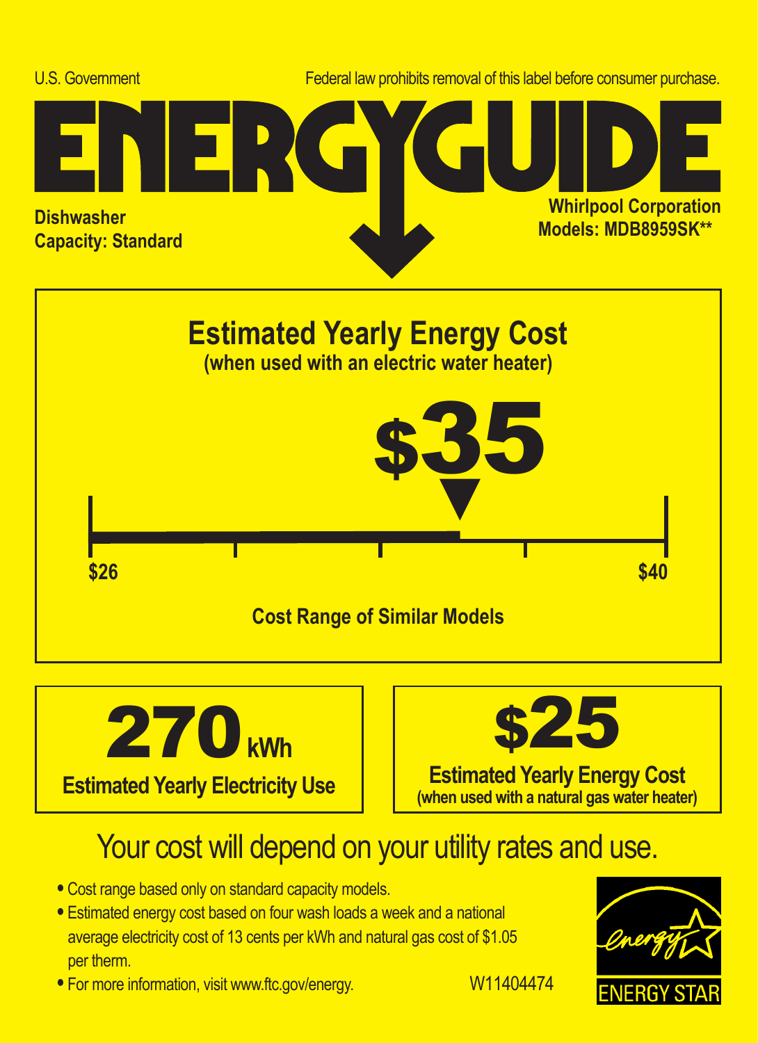U.S. Government

Federal law prohibits removal of this label before consumer purchase.

# ENERGYGUIDE

**Dishwasher**
**Capacity: Standard**

**Whirlpool Corporation**
**Models: MDB8959SK****

## Estimated Yearly Energy Cost

**(when used with an electric water heater)**

# $35

**$26** — **$40**

**Cost Range of Similar Models**

| **270 kWh** | **$25** |
|---|---|
| **Estimated Yearly Electricity Use** | **Estimated Yearly Energy Cost** **(when used with a natural gas water heater)** |

## Your cost will depend on your utility rates and use.

- Cost range based only on standard capacity models.
- Estimated energy cost based on four wash loads a week and a national average electricity cost of 13 cents per kWh and natural gas cost of $1.05 per therm.
- For more information, visit www.ftc.gov/energy.

W11404474

ENERGY STAR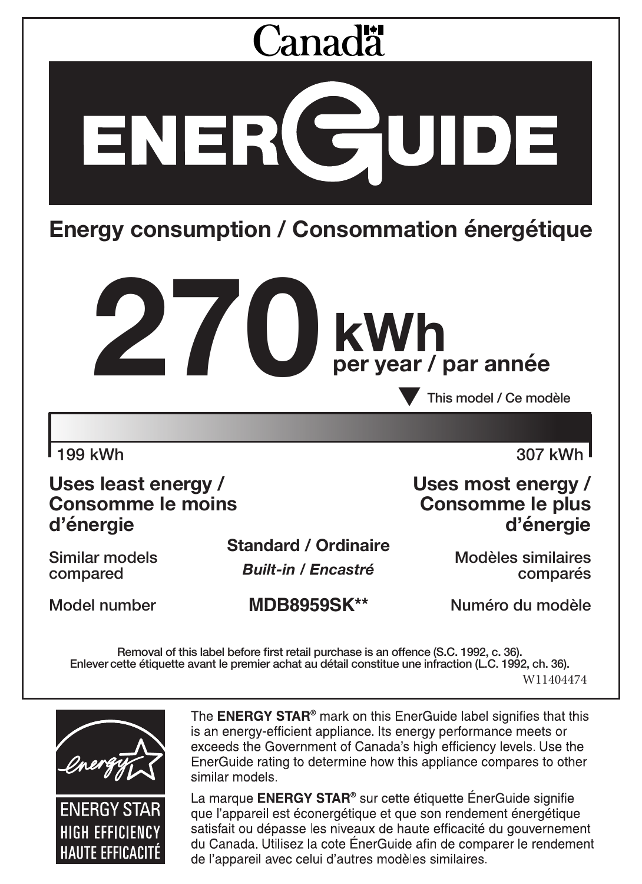Canada

# ENERGUIDE

## Energy consumption / Consommation énergétique

**270 kWh**
**per year / par année**

This model / Ce modèle

199 kWh

307 kWh

**Uses least energy / Consomme le moins d'énergie**

**Uses most energy / Consomme le plus d'énergie**

Similar models compared

**Standard / Ordinaire**

***Built-in / Encastré***

Modèles similaires comparés

Model number **MDB8959SK**** Numéro du modèle

Removal of this label before first retail purchase is an offence (S.C. 1992, c. 36).
Enlever cette étiquette avant le premier achat au détail constitue une infraction (L.C. 1992, ch. 36).

W11404474

ENERGY STAR
HIGH EFFICIENCY
HAUTE EFFICACITÉ

The **ENERGY STAR**® mark on this EnerGuide label signifies that this is an energy-efficient appliance. Its energy performance meets or exceeds the Government of Canada's high efficiency levels. Use the EnerGuide rating to determine how this appliance compares to other similar models.

La marque **ENERGY STAR**® sur cette étiquette ÉnerGuide signifie que l'appareil est éconergétique et que son rendement énergétique satisfait ou dépasse les niveaux de haute efficacité du gouvernement du Canada. Utilisez la cote ÉnerGuide afin de comparer le rendement de l'appareil avec celui d'autres modèles similaires.